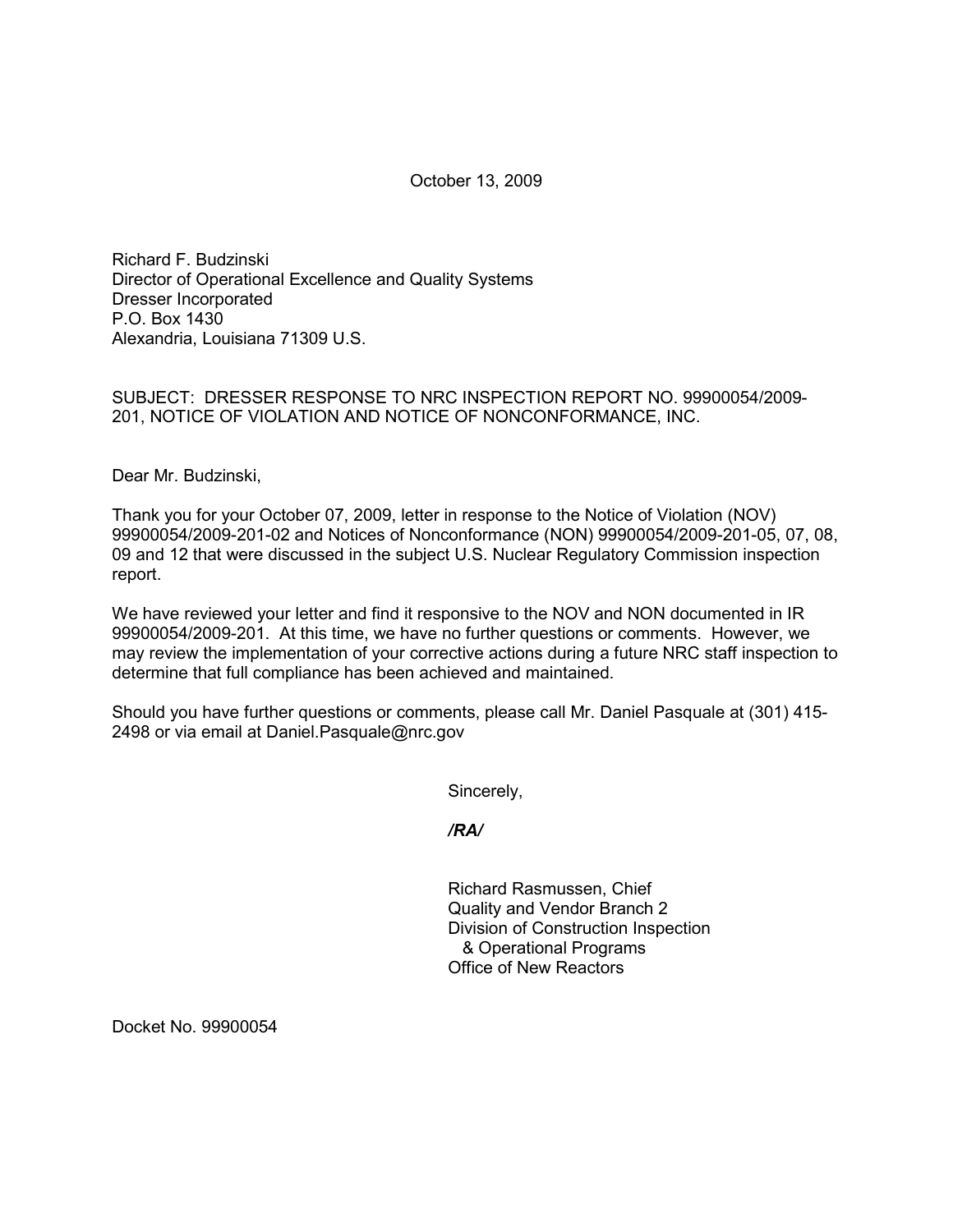October 13, 2009

Richard F. Budzinski
Director of Operational Excellence and Quality Systems
Dresser Incorporated
P.O. Box 1430
Alexandria, Louisiana 71309 U.S.

SUBJECT: DRESSER RESPONSE TO NRC INSPECTION REPORT NO. 99900054/2009-201, NOTICE OF VIOLATION AND NOTICE OF NONCONFORMANCE, INC.

Dear Mr. Budzinski,

Thank you for your October 07, 2009, letter in response to the Notice of Violation (NOV) 99900054/2009-201-02 and Notices of Nonconformance (NON) 99900054/2009-201-05, 07, 08, 09 and 12 that were discussed in the subject U.S. Nuclear Regulatory Commission inspection report.

We have reviewed your letter and find it responsive to the NOV and NON documented in IR 99900054/2009-201. At this time, we have no further questions or comments. However, we may review the implementation of your corrective actions during a future NRC staff inspection to determine that full compliance has been achieved and maintained.

Should you have further questions or comments, please call Mr. Daniel Pasquale at (301) 415-2498 or via email at Daniel.Pasquale@nrc.gov

Sincerely,

***/RA/***

Richard Rasmussen, Chief
Quality and Vendor Branch 2
Division of Construction Inspection
& Operational Programs
Office of New Reactors

Docket No. 99900054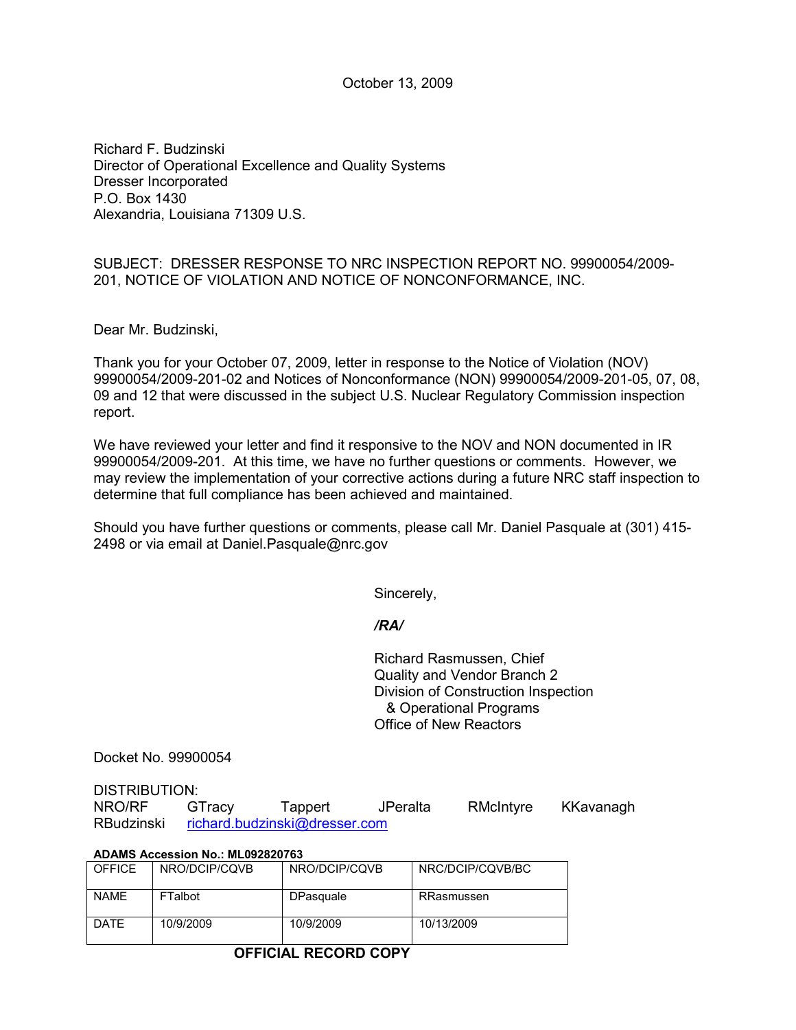October 13, 2009

Richard F. Budzinski
Director of Operational Excellence and Quality Systems
Dresser Incorporated
P.O. Box 1430
Alexandria, Louisiana 71309 U.S.

SUBJECT: DRESSER RESPONSE TO NRC INSPECTION REPORT NO. 99900054/2009-201, NOTICE OF VIOLATION AND NOTICE OF NONCONFORMANCE, INC.

Dear Mr. Budzinski,

Thank you for your October 07, 2009, letter in response to the Notice of Violation (NOV) 99900054/2009-201-02 and Notices of Nonconformance (NON) 99900054/2009-201-05, 07, 08, 09 and 12 that were discussed in the subject U.S. Nuclear Regulatory Commission inspection report.

We have reviewed your letter and find it responsive to the NOV and NON documented in IR 99900054/2009-201. At this time, we have no further questions or comments. However, we may review the implementation of your corrective actions during a future NRC staff inspection to determine that full compliance has been achieved and maintained.

Should you have further questions or comments, please call Mr. Daniel Pasquale at (301) 415-2498 or via email at Daniel.Pasquale@nrc.gov

Sincerely,

*/RA/*

Richard Rasmussen, Chief
Quality and Vendor Branch 2
Division of Construction Inspection
& Operational Programs
Office of New Reactors

Docket No. 99900054

DISTRIBUTION:
NRO/RF GTracy Tappert JPeralta RMcIntyre KKavanagh
RBudzinski richard.budzinski@dresser.com

**ADAMS Accession No.: ML092820763**

| OFFICE | NRO/DCIP/CQVB | NRO/DCIP/CQVB | NRC/DCIP/CQVB/BC |
|---|---|---|---|
| NAME | FTalbot | DPasquale | RRasmussen |
| DATE | 10/9/2009 | 10/9/2009 | 10/13/2009 |

**OFFICIAL RECORD COPY**